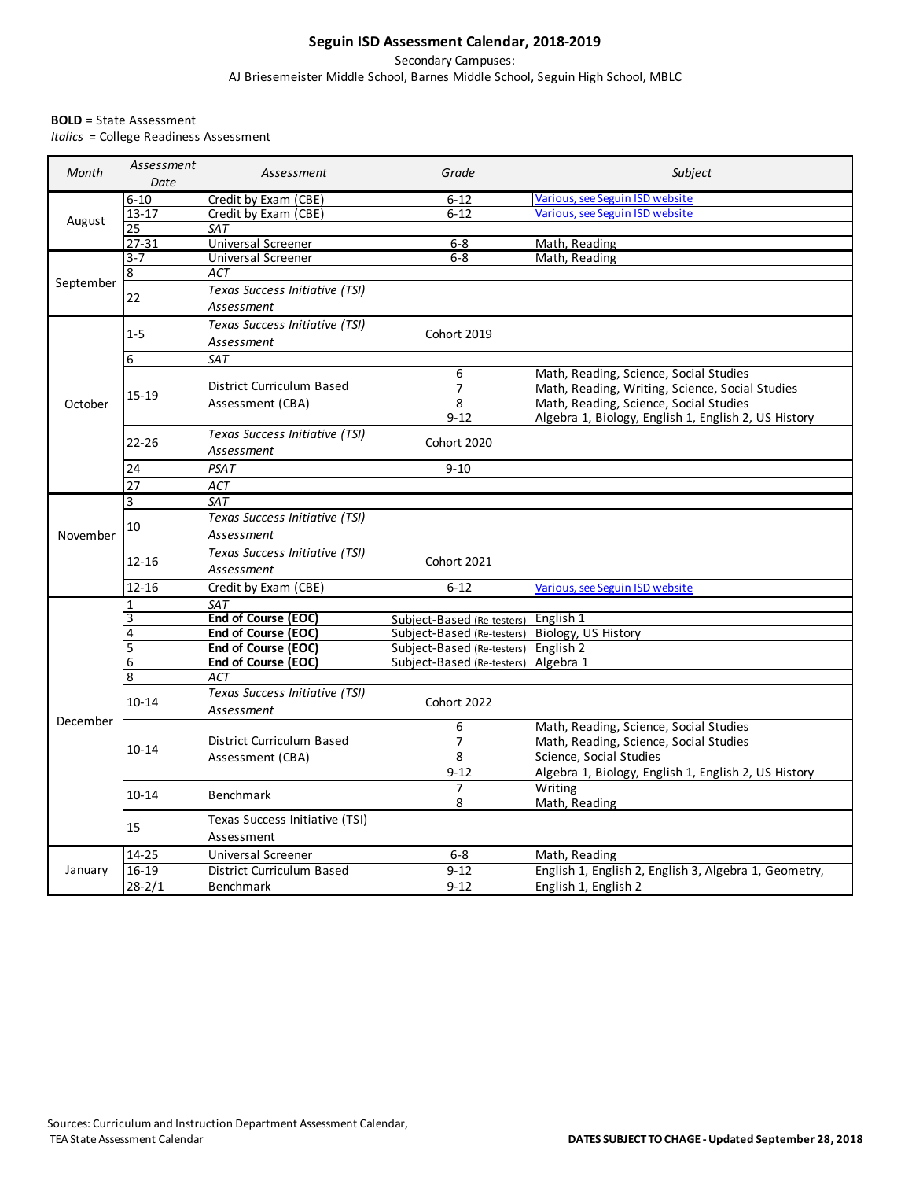# Seguin ISD Assessment Calendar, 2018-2019

Secondary Campuses:

AJ Briesemeister Middle School, Barnes Middle School, Seguin High School, MBLC

**BOLD** = State Assessment

*Italics* = College Readiness Assessment

| *Month* | *Assessment Date* | *Assessment* | *Grade* | *Subject* |
|---|---|---|---|---|
| August | 6-10 | Credit by Exam (CBE) | 6-12 | Various, see Seguin ISD website |
| | 13-17 | Credit by Exam (CBE) | 6-12 | Various, see Seguin ISD website |
| | 25 | *SAT* | | |
| | 27-31 | Universal Screener | 6-8 | Math, Reading |
| September | 3-7 | Universal Screener | 6-8 | Math, Reading |
| | 8 | *ACT* | | |
| | 22 | *Texas Success Initiative (TSI) Assessment* | | |
| October | 1-5 | *Texas Success Initiative (TSI) Assessment* | Cohort 2019 | |
| | 6 | *SAT* | | |
| | 15-19 | District Curriculum Based Assessment (CBA) | 6 | Math, Reading, Science, Social Studies |
| | | | 7 | Math, Reading, Writing, Science, Social Studies |
| | | | 8 | Math, Reading, Science, Social Studies |
| | | | 9-12 | Algebra 1, Biology, English 1, English 2, US History |
| | 22-26 | *Texas Success Initiative (TSI) Assessment* | Cohort 2020 | |
| | 24 | *PSAT* | 9-10 | |
| | 27 | *ACT* | | |
| November | 3 | *SAT* | | |
| | 10 | *Texas Success Initiative (TSI) Assessment* | | |
| | 12-16 | *Texas Success Initiative (TSI) Assessment* | Cohort 2021 | |
| | 12-16 | Credit by Exam (CBE) | 6-12 | Various, see Seguin ISD website |
| December | 1 | *SAT* | | |
| | 3 | **End of Course (EOC)** | Subject-Based (Re-testers) | English 1 |
| | 4 | **End of Course (EOC)** | Subject-Based (Re-testers) | Biology, US History |
| | 5 | **End of Course (EOC)** | Subject-Based (Re-testers) | English 2 |
| | 6 | **End of Course (EOC)** | Subject-Based (Re-testers) | Algebra 1 |
| | 8 | *ACT* | | |
| | 10-14 | *Texas Success Initiative (TSI) Assessment* | Cohort 2022 | |
| | 10-14 | District Curriculum Based Assessment (CBA) | 6 | Math, Reading, Science, Social Studies |
| | | | 7 | Math, Reading, Science, Social Studies |
| | | | 8 | Science, Social Studies |
| | | | 9-12 | Algebra 1, Biology, English 1, English 2, US History |
| | 10-14 | Benchmark | 7 | Writing |
| | | | 8 | Math, Reading |
| | 15 | Texas Success Initiative (TSI) Assessment | | |
| January | 14-25 | Universal Screener | 6-8 | Math, Reading |
| | 16-19 | District Curriculum Based | 9-12 | English 1, English 2, English 3, Algebra 1, Geometry, |
| | 28-2/1 | Benchmark | 9-12 | English 1, English 2 |

Sources: Curriculum and Instruction Department Assessment Calendar,
TEA State Assessment Calendar

**DATES SUBJECT TO CHAGE - Updated September 28, 2018**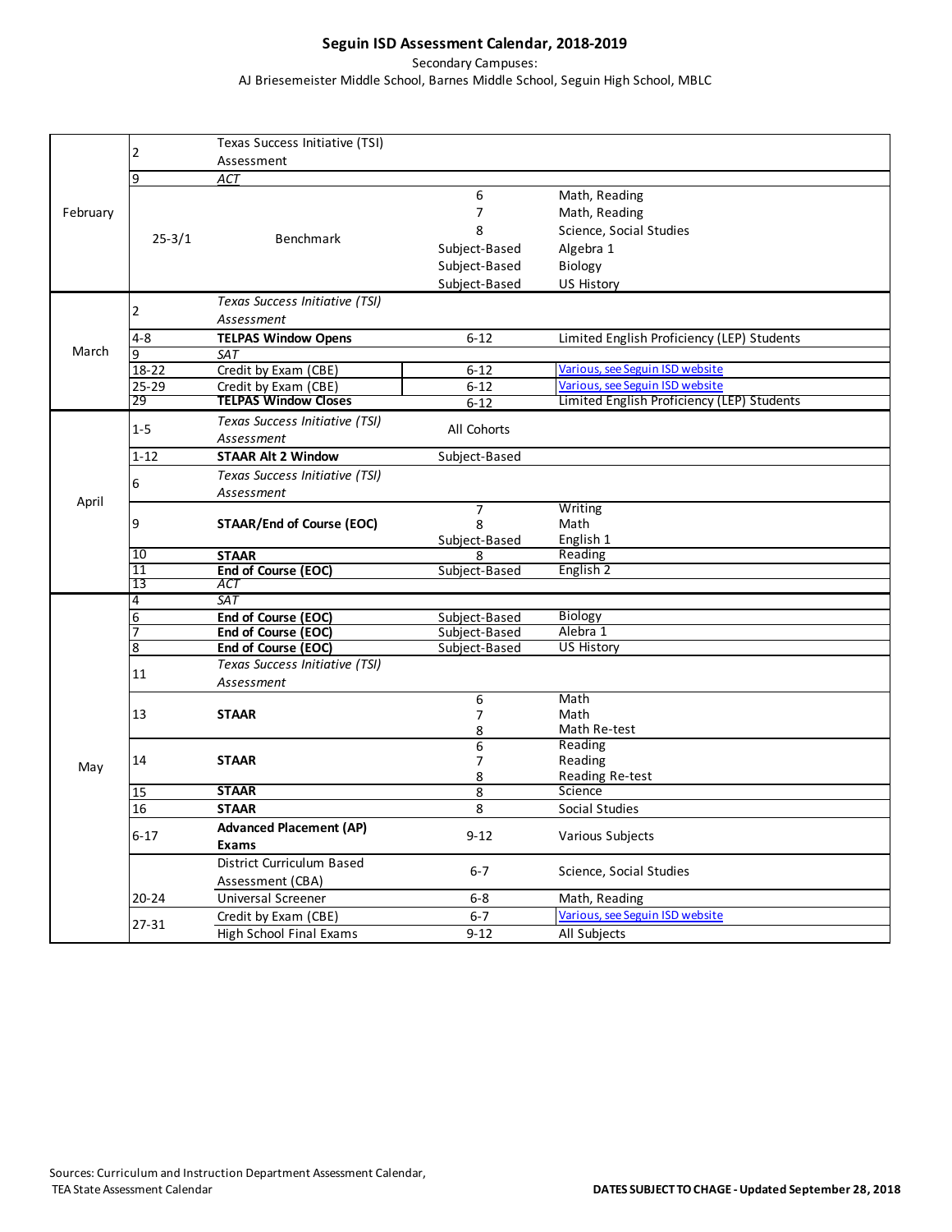## Seguin ISD Assessment Calendar, 2018-2019

Secondary Campuses:
AJ Briesemeister Middle School, Barnes Middle School, Seguin High School, MBLC

| Month | Date | Assessment | Grade | Subject |
|---|---|---|---|---|
| February | 2 | Texas Success Initiative (TSI) Assessment | | |
| | 9 | *ACT* | | |
| | 25-3/1 | Benchmark | 6 | Math, Reading |
| | | | 7 | Math, Reading |
| | | | 8 | Science, Social Studies |
| | | | Subject-Based | Algebra 1 |
| | | | Subject-Based | Biology |
| | | | Subject-Based | US History |
| March | 2 | *Texas Success Initiative (TSI) Assessment* | | |
| | 4-8 | **TELPAS Window Opens** | 6-12 | Limited English Proficiency (LEP) Students |
| | 9 | *SAT* | | |
| | 18-22 | Credit by Exam (CBE) | 6-12 | Various, see Seguin ISD website |
| | 25-29 | Credit by Exam (CBE) | 6-12 | Various, see Seguin ISD website |
| | 29 | **TELPAS Window Closes** | 6-12 | Limited English Proficiency (LEP) Students |
| April | 1-5 | *Texas Success Initiative (TSI) Assessment* | All Cohorts | |
| | 1-12 | **STAAR Alt 2 Window** | Subject-Based | |
| | 6 | *Texas Success Initiative (TSI) Assessment* | | |
| | 9 | **STAAR/End of Course (EOC)** | 7 | Writing |
| | | | 8 | Math |
| | | | Subject-Based | English 1 |
| | 10 | **STAAR** | 8 | Reading |
| | 11 | **End of Course (EOC)** | Subject-Based | English 2 |
| | 13 | *ACT* | | |
| May | 4 | *SAT* | | |
| | 6 | **End of Course (EOC)** | Subject-Based | Biology |
| | 7 | **End of Course (EOC)** | Subject-Based | Alebra 1 |
| | 8 | **End of Course (EOC)** | Subject-Based | US History |
| | 11 | *Texas Success Initiative (TSI) Assessment* | | |
| | 13 | **STAAR** | 6 | Math |
| | | | 7 | Math |
| | | | 8 | Math Re-test |
| | 14 | **STAAR** | 6 | Reading |
| | | | 7 | Reading |
| | | | 8 | Reading Re-test |
| | 15 | **STAAR** | 8 | Science |
| | 16 | **STAAR** | 8 | Social Studies |
| | 6-17 | **Advanced Placement (AP) Exams** | 9-12 | Various Subjects |
| | 20-24 | District Curriculum Based Assessment (CBA) | 6-7 | Science, Social Studies |
| | | Universal Screener | 6-8 | Math, Reading |
| | 27-31 | Credit by Exam (CBE) | 6-7 | Various, see Seguin ISD website |
| | | High School Final Exams | 9-12 | All Subjects |

Sources: Curriculum and Instruction Department Assessment Calendar, TEA State Assessment Calendar

**DATES SUBJECT TO CHAGE - Updated September 28, 2018**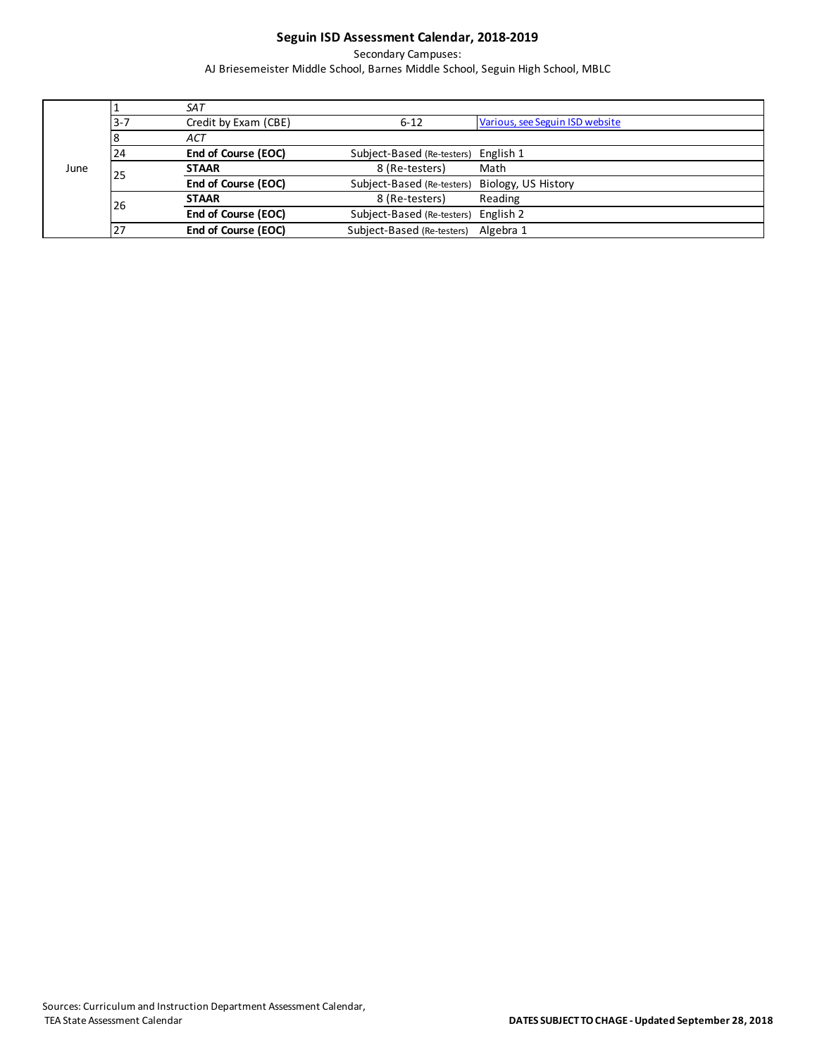**Seguin ISD Assessment Calendar, 2018-2019**

Secondary Campuses:

AJ Briesemeister Middle School, Barnes Middle School, Seguin High School, MBLC

| | | | | |
|---|---|---|---|---|
| June | 1 | *SAT* | | |
| | 3-7 | Credit by Exam (CBE) | 6-12 | Various, see Seguin ISD website |
| | 8 | *ACT* | | |
| | 24 | **End of Course (EOC)** | Subject-Based (Re-testers) | English 1 |
| | 25 | **STAAR** | 8 (Re-testers) | Math |
| | | **End of Course (EOC)** | Subject-Based (Re-testers) | Biology, US History |
| | 26 | **STAAR** | 8 (Re-testers) | Reading |
| | | **End of Course (EOC)** | Subject-Based (Re-testers) | English 2 |
| | 27 | **End of Course (EOC)** | Subject-Based (Re-testers) | Algebra 1 |

Sources: Curriculum and Instruction Department Assessment Calendar, TEA State Assessment Calendar

**DATES SUBJECT TO CHAGE - Updated September 28, 2018**